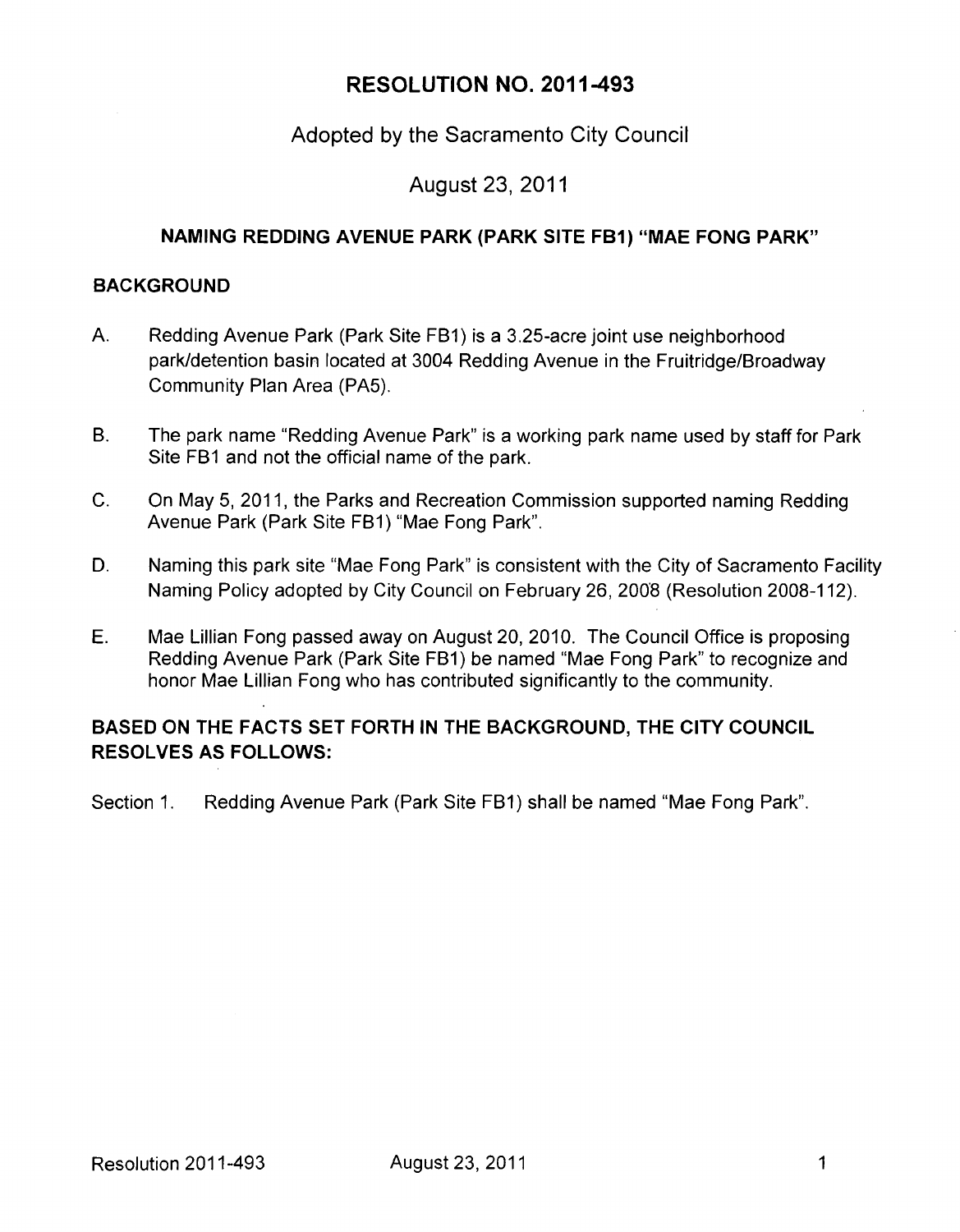# RESOLUTION NO. 2011-493

## Adopted by the Sacramento City Council

## August 23, 2011

### NAMING REDDING AVENUE PARK (PARK SITE FB1) "MAE FONG PARK"

### BACKGROUND

A. Redding Avenue Park (Park Site FB1) is a 3.25-acre joint use neighborhood park/detention basin located at 3004 Redding Avenue in the Fruitridge/Broadway Community Plan Area (PA5).

B. The park name "Redding Avenue Park" is a working park name used by staff for Park Site FB1 and not the official name of the park.

C. On May 5, 2011, the Parks and Recreation Commission supported naming Redding Avenue Park (Park Site FB1) "Mae Fong Park".

D. Naming this park site "Mae Fong Park" is consistent with the City of Sacramento Facility Naming Policy adopted by City Council on February 26, 2008 (Resolution 2008-112).

E. Mae Lillian Fong passed away on August 20, 2010. The Council Office is proposing Redding Avenue Park (Park Site FB1) be named "Mae Fong Park" to recognize and honor Mae Lillian Fong who has contributed significantly to the community.

### BASED ON THE FACTS SET FORTH IN THE BACKGROUND, THE CITY COUNCIL RESOLVES AS FOLLOWS:

Section 1. Redding Avenue Park (Park Site FB1) shall be named "Mae Fong Park".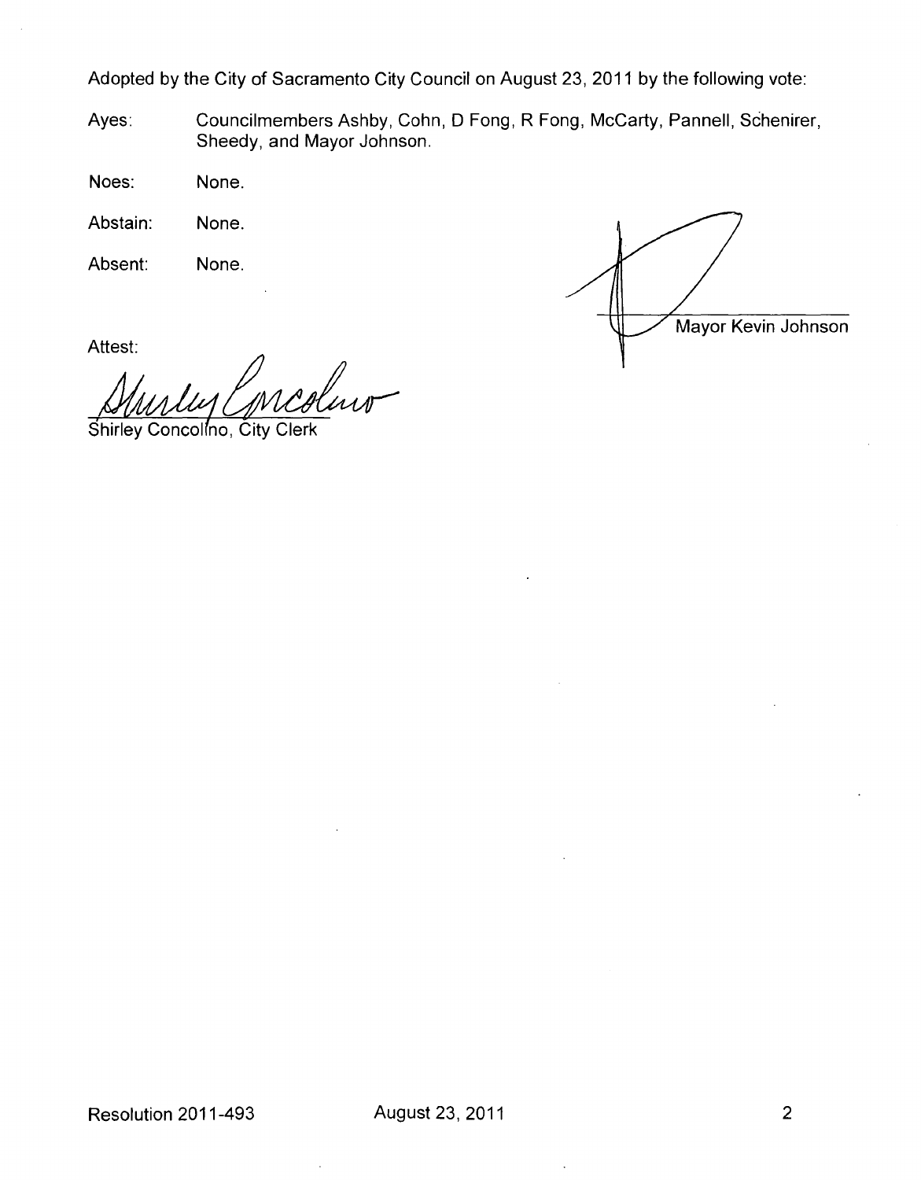Adopted by the City of Sacramento City Council on August 23, 2011 by the following vote:

Ayes: Councilmembers Ashby, Cohn, D Fong, R Fong, McCarty, Pannell, Schenirer, Sheedy, and Mayor Johnson.

Noes: None.

Abstain: None.

Absent: None.

Mayor Kevin Johnson

Attest:

Shirley Concolino, City Clerk

Resolution 2011-493 August 23, 2011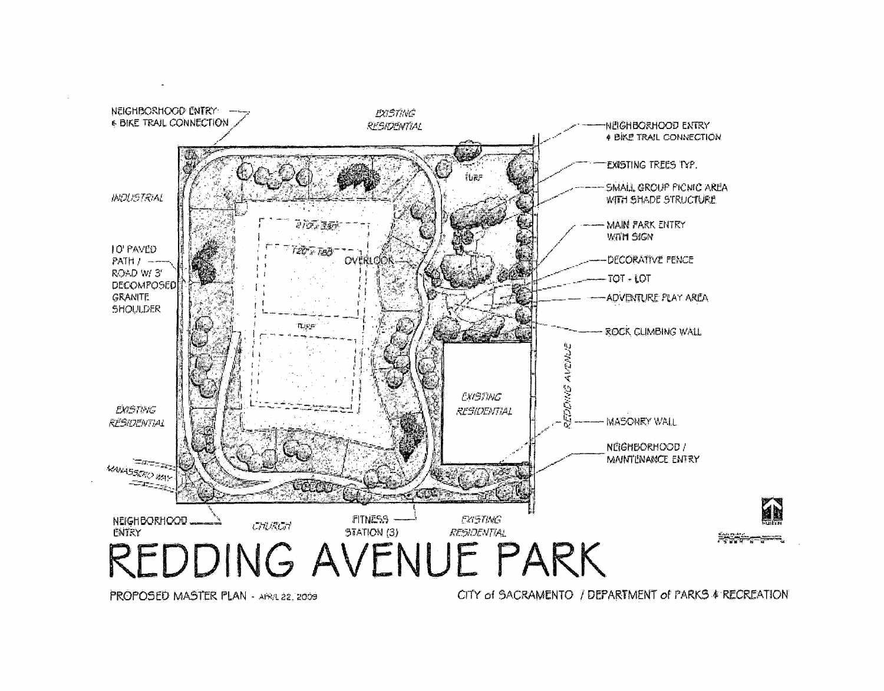NEIGHBORHOOD ENTRY & BIKE TRAIL CONNECTION

EXISTING RESIDENTIAL

NEIGHBORHOOD ENTRY & BIKE TRAIL CONNECTION

EXISTING TREES TYP.

SMALL GROUP PICNIC AREA WITH SHADE STRUCTURE

MAIN PARK ENTRY WITH SIGN

DECORATIVE FENCE

TOT - LOT

ADVENTURE PLAY AREA

ROCK CLIMBING WALL

INDUSTRIAL

10' PAVED PATH / ROAD W/ 3' DECOMPOSED GRANITE SHOULDER

TURF

OVERLOOK

EXISTING RESIDENTIAL

REDDING AVENUE

MASONRY WALL

NEIGHBORHOOD / MAINTENANCE ENTRY

EXISTING RESIDENTIAL

MANASSERO WAY

NEIGHBORHOOD ENTRY

CHURCH

FITNESS STATION (3)

EXISTING RESIDENTIAL

# REDDING AVENUE PARK

PROPOSED MASTER PLAN - APRIL 22, 2009

CITY of SACRAMENTO / DEPARTMENT of PARKS & RECREATION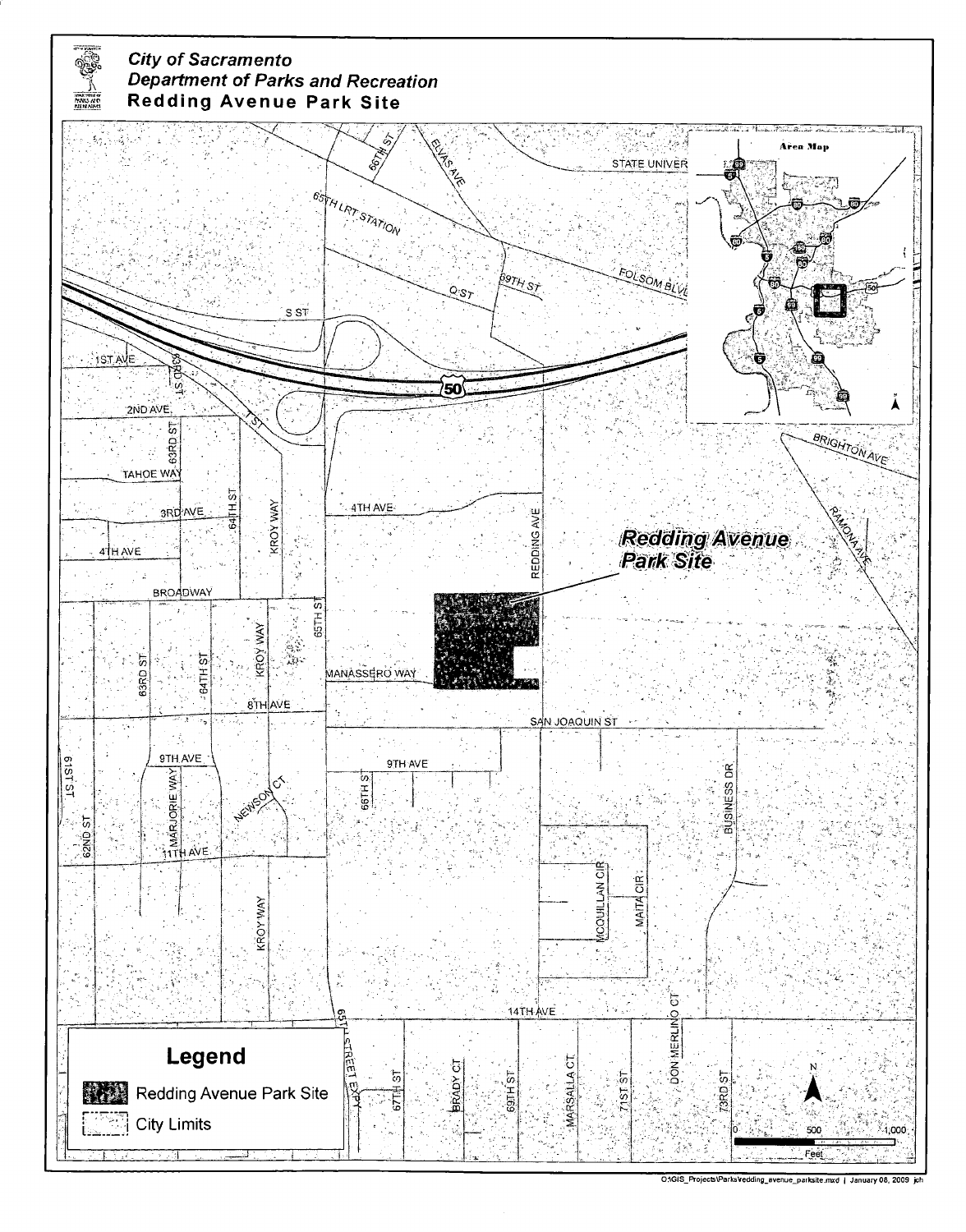# City of Sacramento
## Department of Parks and Recreation
### Redding Avenue Park Site

Area Map

Redding Avenue Park Site

STATE UNIVER
66TH ST
ELVAS AVE
65TH LRT STATION
FOLSOM BLVD
69TH ST
Q ST
S ST
1ST AVE
63RD ST
50
2ND AVE
T ST
63RD ST
TAHOE WAY
3RD AVE
64TH ST
KROY WAY
4TH AVE
REDDING AVE
4TH AVE
BROADWAY
65TH ST
KROY WAY
63RD ST
64TH ST
MANASSERO WAY
8TH AVE
SAN JOAQUIN ST
BRIGHTON AVE
RAMONA AVE
9TH AVE
9TH AVE
61ST ST
62ND ST
MARJORIE WAY
NEWSON CT
66TH ST
BUSINESS DR
11TH AVE
MCQUILLAN CIR
MAITA CIR
KROY WAY
14TH AVE
65TH STREET EXPY
67TH ST
BRADY CT
69TH ST
MARSALLA CT
71ST ST
DON MERLINO CT
73RD ST

**Legend**

Redding Avenue Park Site

City Limits

N

0 500 1,000
Feet

O:\GIS_Projects\Parks\redding_avenue_parksite.mxd | January 08, 2009 jch